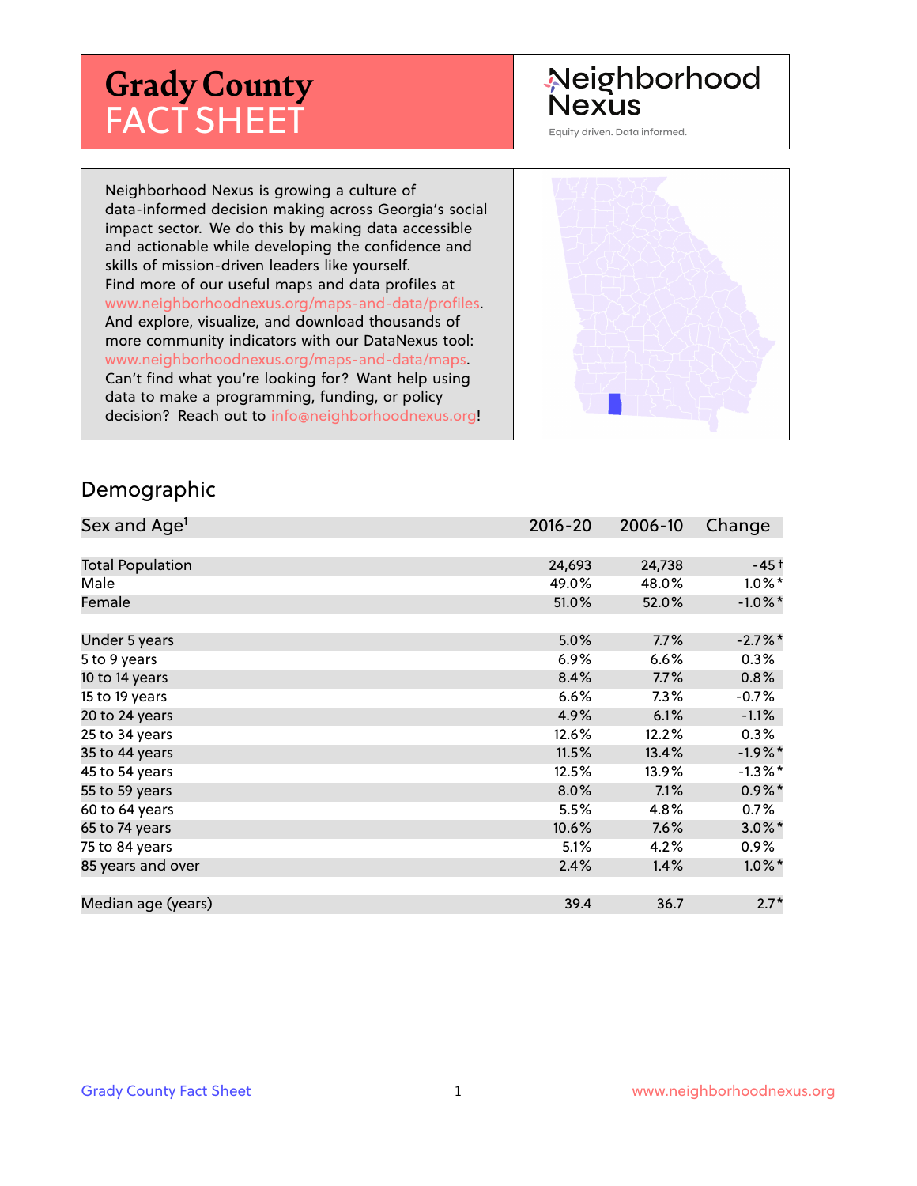# Grady County FACT SHEET

Neighborhood Nexus

Equity driven. Data informed.

Neighborhood Nexus is growing a culture of data-informed decision making across Georgia's social impact sector. We do this by making data accessible and actionable while developing the confidence and skills of mission-driven leaders like yourself. Find more of our useful maps and data profiles at www.neighborhoodnexus.org/maps-and-data/profiles. And explore, visualize, and download thousands of more community indicators with our DataNexus tool: www.neighborhoodnexus.org/maps-and-data/maps. Can't find what you're looking for? Want help using data to make a programming, funding, or policy decision? Reach out to info@neighborhoodnexus.org!

## Demographic

| Sex and Age[1] | 2016-20 | 2006-10 | Change |
|---|---|---|---|
| Total Population | 24,693 | 24,738 | -45 † |
| Male | 49.0% | 48.0% | 1.0% * |
| Female | 51.0% | 52.0% | -1.0% * |
| Under 5 years | 5.0% | 7.7% | -2.7% * |
| 5 to 9 years | 6.9% | 6.6% | 0.3% |
| 10 to 14 years | 8.4% | 7.7% | 0.8% |
| 15 to 19 years | 6.6% | 7.3% | -0.7% |
| 20 to 24 years | 4.9% | 6.1% | -1.1% |
| 25 to 34 years | 12.6% | 12.2% | 0.3% |
| 35 to 44 years | 11.5% | 13.4% | -1.9% * |
| 45 to 54 years | 12.5% | 13.9% | -1.3% * |
| 55 to 59 years | 8.0% | 7.1% | 0.9% * |
| 60 to 64 years | 5.5% | 4.8% | 0.7% |
| 65 to 74 years | 10.6% | 7.6% | 3.0% * |
| 75 to 84 years | 5.1% | 4.2% | 0.9% |
| 85 years and over | 2.4% | 1.4% | 1.0% * |
| Median age (years) | 39.4 | 36.7 | 2.7 * |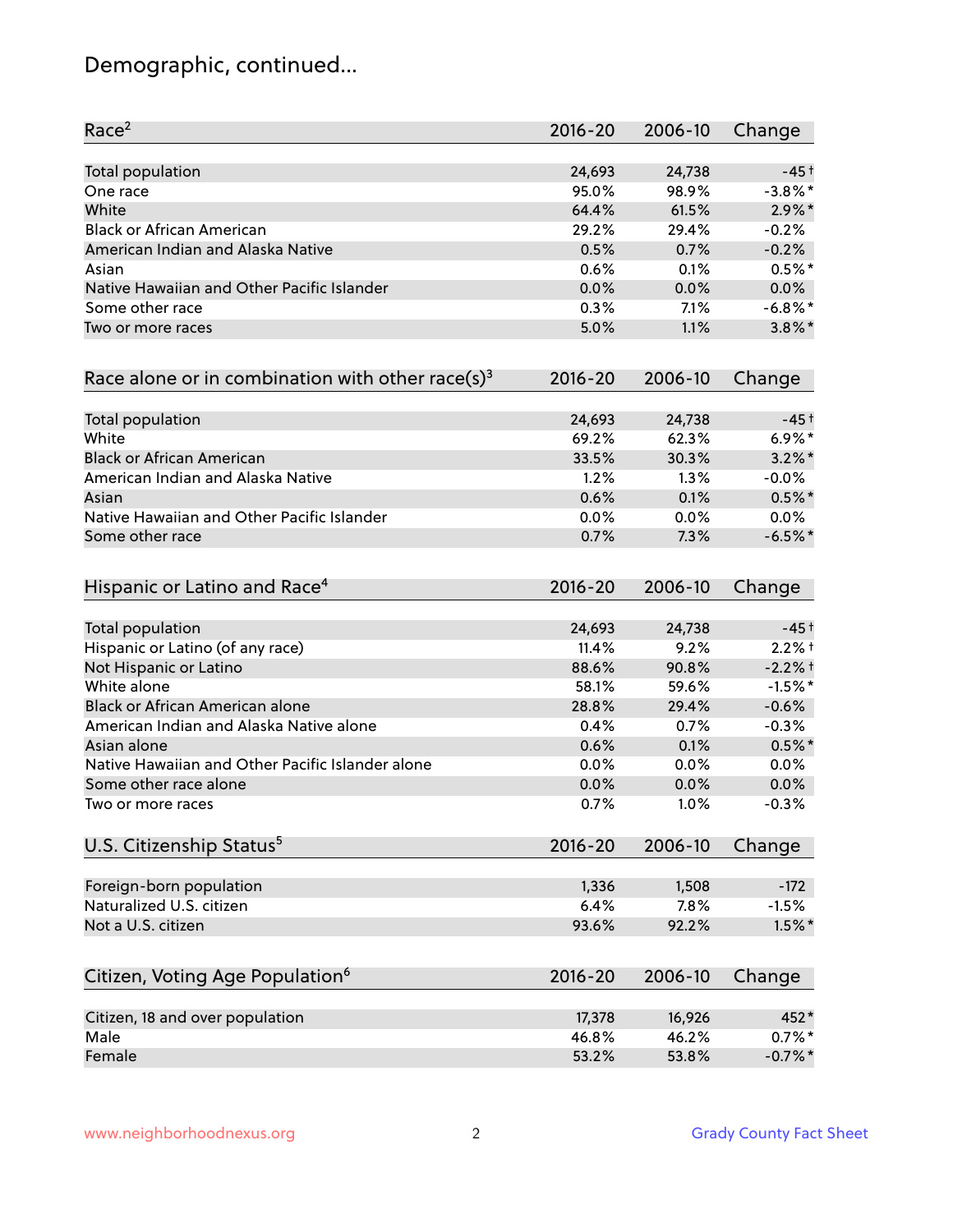# Demographic, continued...

| Race[2] | 2016-20 | 2006-10 | Change |
|---|---|---|---|
| Total population | 24,693 | 24,738 | -45† |
| One race | 95.0% | 98.9% | -3.8%* |
| White | 64.4% | 61.5% | 2.9%* |
| Black or African American | 29.2% | 29.4% | -0.2% |
| American Indian and Alaska Native | 0.5% | 0.7% | -0.2% |
| Asian | 0.6% | 0.1% | 0.5%* |
| Native Hawaiian and Other Pacific Islander | 0.0% | 0.0% | 0.0% |
| Some other race | 0.3% | 7.1% | -6.8%* |
| Two or more races | 5.0% | 1.1% | 3.8%* |

| Race alone or in combination with other race(s)[3] | 2016-20 | 2006-10 | Change |
|---|---|---|---|
| Total population | 24,693 | 24,738 | -45† |
| White | 69.2% | 62.3% | 6.9%* |
| Black or African American | 33.5% | 30.3% | 3.2%* |
| American Indian and Alaska Native | 1.2% | 1.3% | -0.0% |
| Asian | 0.6% | 0.1% | 0.5%* |
| Native Hawaiian and Other Pacific Islander | 0.0% | 0.0% | 0.0% |
| Some other race | 0.7% | 7.3% | -6.5%* |

| Hispanic or Latino and Race[4] | 2016-20 | 2006-10 | Change |
|---|---|---|---|
| Total population | 24,693 | 24,738 | -45† |
| Hispanic or Latino (of any race) | 11.4% | 9.2% | 2.2%† |
| Not Hispanic or Latino | 88.6% | 90.8% | -2.2%† |
| White alone | 58.1% | 59.6% | -1.5%* |
| Black or African American alone | 28.8% | 29.4% | -0.6% |
| American Indian and Alaska Native alone | 0.4% | 0.7% | -0.3% |
| Asian alone | 0.6% | 0.1% | 0.5%* |
| Native Hawaiian and Other Pacific Islander alone | 0.0% | 0.0% | 0.0% |
| Some other race alone | 0.0% | 0.0% | 0.0% |
| Two or more races | 0.7% | 1.0% | -0.3% |

| U.S. Citizenship Status[5] | 2016-20 | 2006-10 | Change |
|---|---|---|---|
| Foreign-born population | 1,336 | 1,508 | -172 |
| Naturalized U.S. citizen | 6.4% | 7.8% | -1.5% |
| Not a U.S. citizen | 93.6% | 92.2% | 1.5%* |

| Citizen, Voting Age Population[6] | 2016-20 | 2006-10 | Change |
|---|---|---|---|
| Citizen, 18 and over population | 17,378 | 16,926 | 452* |
| Male | 46.8% | 46.2% | 0.7%* |
| Female | 53.2% | 53.8% | -0.7%* |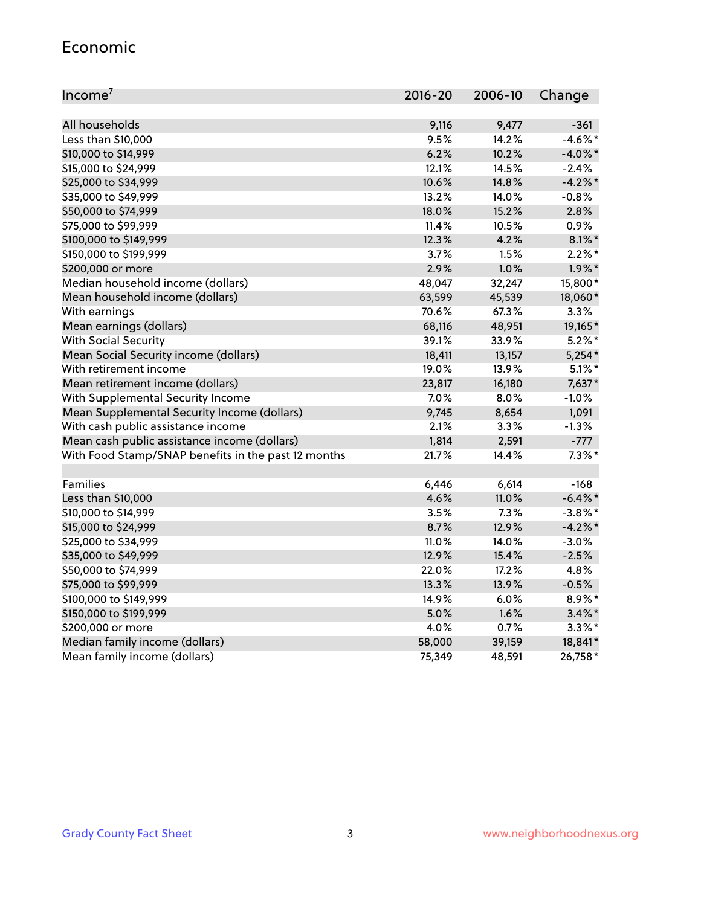## Economic

| Income[7] | 2016-20 | 2006-10 | Change |
|---|---|---|---|
| All households | 9,116 | 9,477 | -361 |
| Less than $10,000 | 9.5% | 14.2% | -4.6%* |
| $10,000 to $14,999 | 6.2% | 10.2% | -4.0%* |
| $15,000 to $24,999 | 12.1% | 14.5% | -2.4% |
| $25,000 to $34,999 | 10.6% | 14.8% | -4.2%* |
| $35,000 to $49,999 | 13.2% | 14.0% | -0.8% |
| $50,000 to $74,999 | 18.0% | 15.2% | 2.8% |
| $75,000 to $99,999 | 11.4% | 10.5% | 0.9% |
| $100,000 to $149,999 | 12.3% | 4.2% | 8.1%* |
| $150,000 to $199,999 | 3.7% | 1.5% | 2.2%* |
| $200,000 or more | 2.9% | 1.0% | 1.9%* |
| Median household income (dollars) | 48,047 | 32,247 | 15,800* |
| Mean household income (dollars) | 63,599 | 45,539 | 18,060* |
| With earnings | 70.6% | 67.3% | 3.3% |
| Mean earnings (dollars) | 68,116 | 48,951 | 19,165* |
| With Social Security | 39.1% | 33.9% | 5.2%* |
| Mean Social Security income (dollars) | 18,411 | 13,157 | 5,254* |
| With retirement income | 19.0% | 13.9% | 5.1%* |
| Mean retirement income (dollars) | 23,817 | 16,180 | 7,637* |
| With Supplemental Security Income | 7.0% | 8.0% | -1.0% |
| Mean Supplemental Security Income (dollars) | 9,745 | 8,654 | 1,091 |
| With cash public assistance income | 2.1% | 3.3% | -1.3% |
| Mean cash public assistance income (dollars) | 1,814 | 2,591 | -777 |
| With Food Stamp/SNAP benefits in the past 12 months | 21.7% | 14.4% | 7.3%* |
| | | | |
| Families | 6,446 | 6,614 | -168 |
| Less than $10,000 | 4.6% | 11.0% | -6.4%* |
| $10,000 to $14,999 | 3.5% | 7.3% | -3.8%* |
| $15,000 to $24,999 | 8.7% | 12.9% | -4.2%* |
| $25,000 to $34,999 | 11.0% | 14.0% | -3.0% |
| $35,000 to $49,999 | 12.9% | 15.4% | -2.5% |
| $50,000 to $74,999 | 22.0% | 17.2% | 4.8% |
| $75,000 to $99,999 | 13.3% | 13.9% | -0.5% |
| $100,000 to $149,999 | 14.9% | 6.0% | 8.9%* |
| $150,000 to $199,999 | 5.0% | 1.6% | 3.4%* |
| $200,000 or more | 4.0% | 0.7% | 3.3%* |
| Median family income (dollars) | 58,000 | 39,159 | 18,841* |
| Mean family income (dollars) | 75,349 | 48,591 | 26,758* |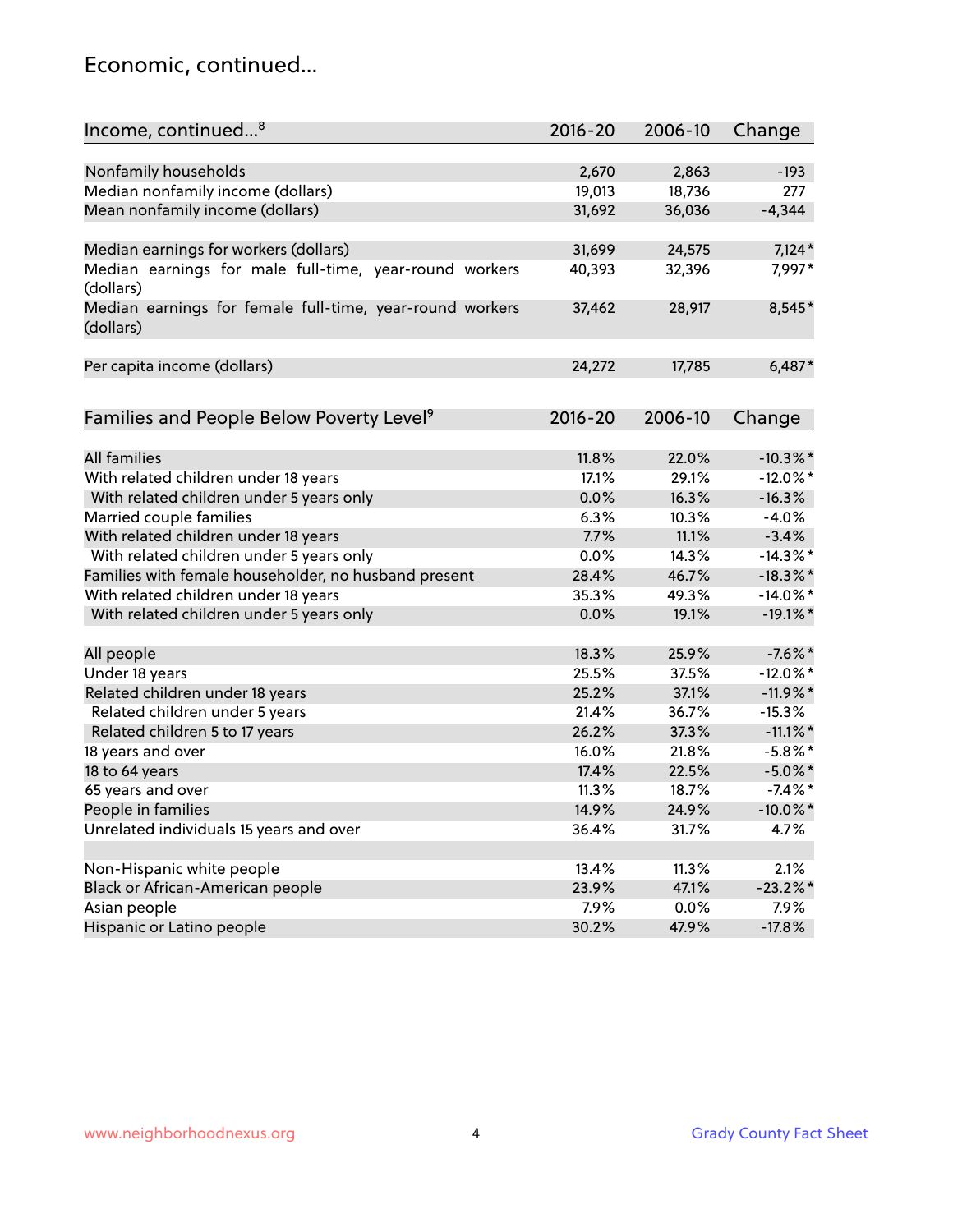## Economic, continued...

| Income, continued...[8] | 2016-20 | 2006-10 | Change |
|---|---|---|---|
| Nonfamily households | 2,670 | 2,863 | -193 |
| Median nonfamily income (dollars) | 19,013 | 18,736 | 277 |
| Mean nonfamily income (dollars) | 31,692 | 36,036 | -4,344 |
| Median earnings for workers (dollars) | 31,699 | 24,575 | 7,124* |
| Median earnings for male full-time, year-round workers (dollars) | 40,393 | 32,396 | 7,997* |
| Median earnings for female full-time, year-round workers (dollars) | 37,462 | 28,917 | 8,545* |
| Per capita income (dollars) | 24,272 | 17,785 | 6,487* |

| Families and People Below Poverty Level[9] | 2016-20 | 2006-10 | Change |
|---|---|---|---|
| All families | 11.8% | 22.0% | -10.3%* |
| With related children under 18 years | 17.1% | 29.1% | -12.0%* |
| With related children under 5 years only | 0.0% | 16.3% | -16.3% |
| Married couple families | 6.3% | 10.3% | -4.0% |
| With related children under 18 years | 7.7% | 11.1% | -3.4% |
| With related children under 5 years only | 0.0% | 14.3% | -14.3%* |
| Families with female householder, no husband present | 28.4% | 46.7% | -18.3%* |
| With related children under 18 years | 35.3% | 49.3% | -14.0%* |
| With related children under 5 years only | 0.0% | 19.1% | -19.1%* |
| All people | 18.3% | 25.9% | -7.6%* |
| Under 18 years | 25.5% | 37.5% | -12.0%* |
| Related children under 18 years | 25.2% | 37.1% | -11.9%* |
| Related children under 5 years | 21.4% | 36.7% | -15.3% |
| Related children 5 to 17 years | 26.2% | 37.3% | -11.1%* |
| 18 years and over | 16.0% | 21.8% | -5.8%* |
| 18 to 64 years | 17.4% | 22.5% | -5.0%* |
| 65 years and over | 11.3% | 18.7% | -7.4%* |
| People in families | 14.9% | 24.9% | -10.0%* |
| Unrelated individuals 15 years and over | 36.4% | 31.7% | 4.7% |
| Non-Hispanic white people | 13.4% | 11.3% | 2.1% |
| Black or African-American people | 23.9% | 47.1% | -23.2%* |
| Asian people | 7.9% | 0.0% | 7.9% |
| Hispanic or Latino people | 30.2% | 47.9% | -17.8% |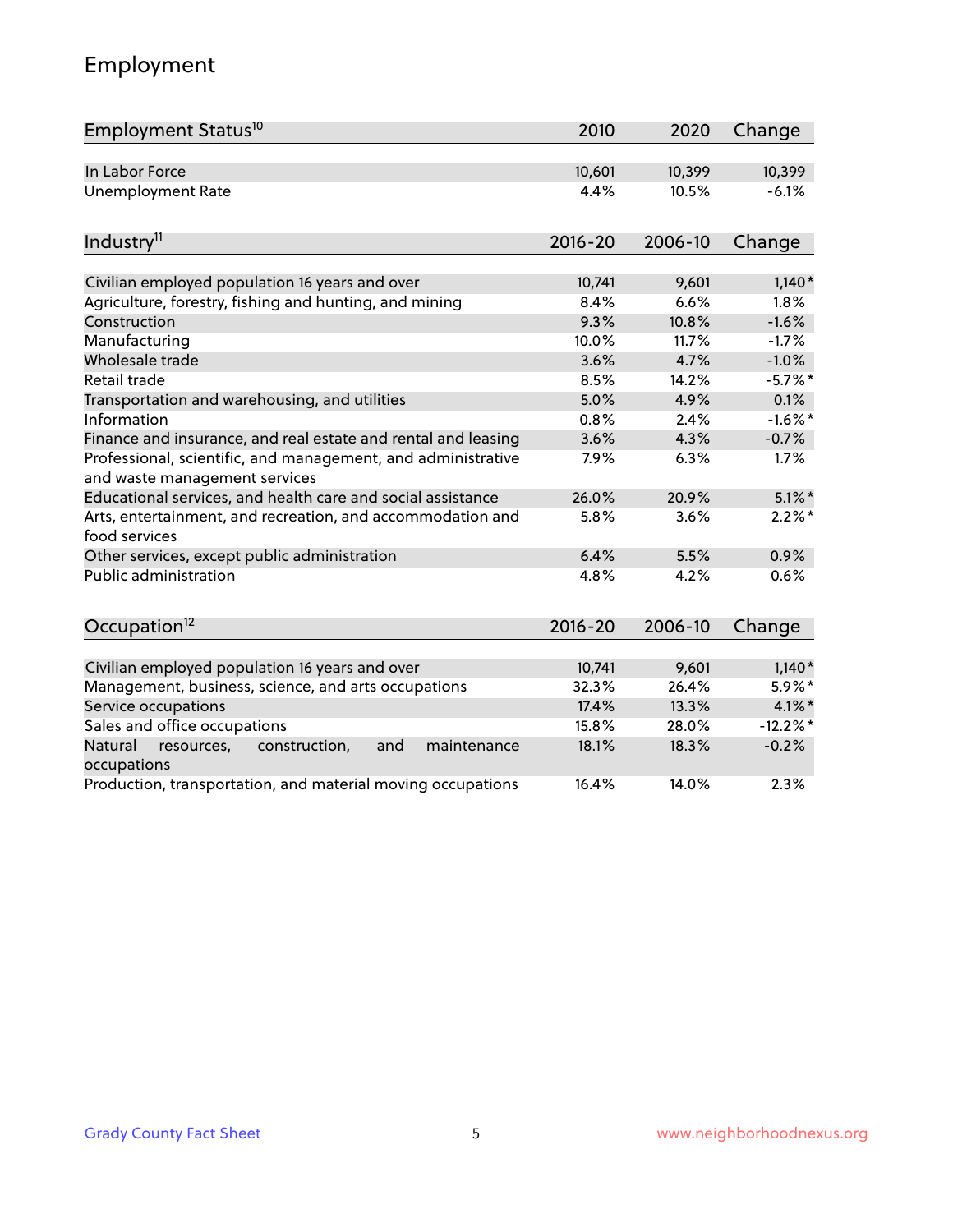## Employment

| Employment Status[10] | 2010 | 2020 | Change |
|---|---|---|---|
| In Labor Force | 10,601 | 10,399 | 10,399 |
| Unemployment Rate | 4.4% | 10.5% | -6.1% |

| Industry[11] | 2016-20 | 2006-10 | Change |
|---|---|---|---|
| Civilian employed population 16 years and over | 10,741 | 9,601 | 1,140* |
| Agriculture, forestry, fishing and hunting, and mining | 8.4% | 6.6% | 1.8% |
| Construction | 9.3% | 10.8% | -1.6% |
| Manufacturing | 10.0% | 11.7% | -1.7% |
| Wholesale trade | 3.6% | 4.7% | -1.0% |
| Retail trade | 8.5% | 14.2% | -5.7%* |
| Transportation and warehousing, and utilities | 5.0% | 4.9% | 0.1% |
| Information | 0.8% | 2.4% | -1.6%* |
| Finance and insurance, and real estate and rental and leasing | 3.6% | 4.3% | -0.7% |
| Professional, scientific, and management, and administrative and waste management services | 7.9% | 6.3% | 1.7% |
| Educational services, and health care and social assistance | 26.0% | 20.9% | 5.1%* |
| Arts, entertainment, and recreation, and accommodation and food services | 5.8% | 3.6% | 2.2%* |
| Other services, except public administration | 6.4% | 5.5% | 0.9% |
| Public administration | 4.8% | 4.2% | 0.6% |

| Occupation[12] | 2016-20 | 2006-10 | Change |
|---|---|---|---|
| Civilian employed population 16 years and over | 10,741 | 9,601 | 1,140* |
| Management, business, science, and arts occupations | 32.3% | 26.4% | 5.9%* |
| Service occupations | 17.4% | 13.3% | 4.1%* |
| Sales and office occupations | 15.8% | 28.0% | -12.2%* |
| Natural resources, construction, and maintenance occupations | 18.1% | 18.3% | -0.2% |
| Production, transportation, and material moving occupations | 16.4% | 14.0% | 2.3% |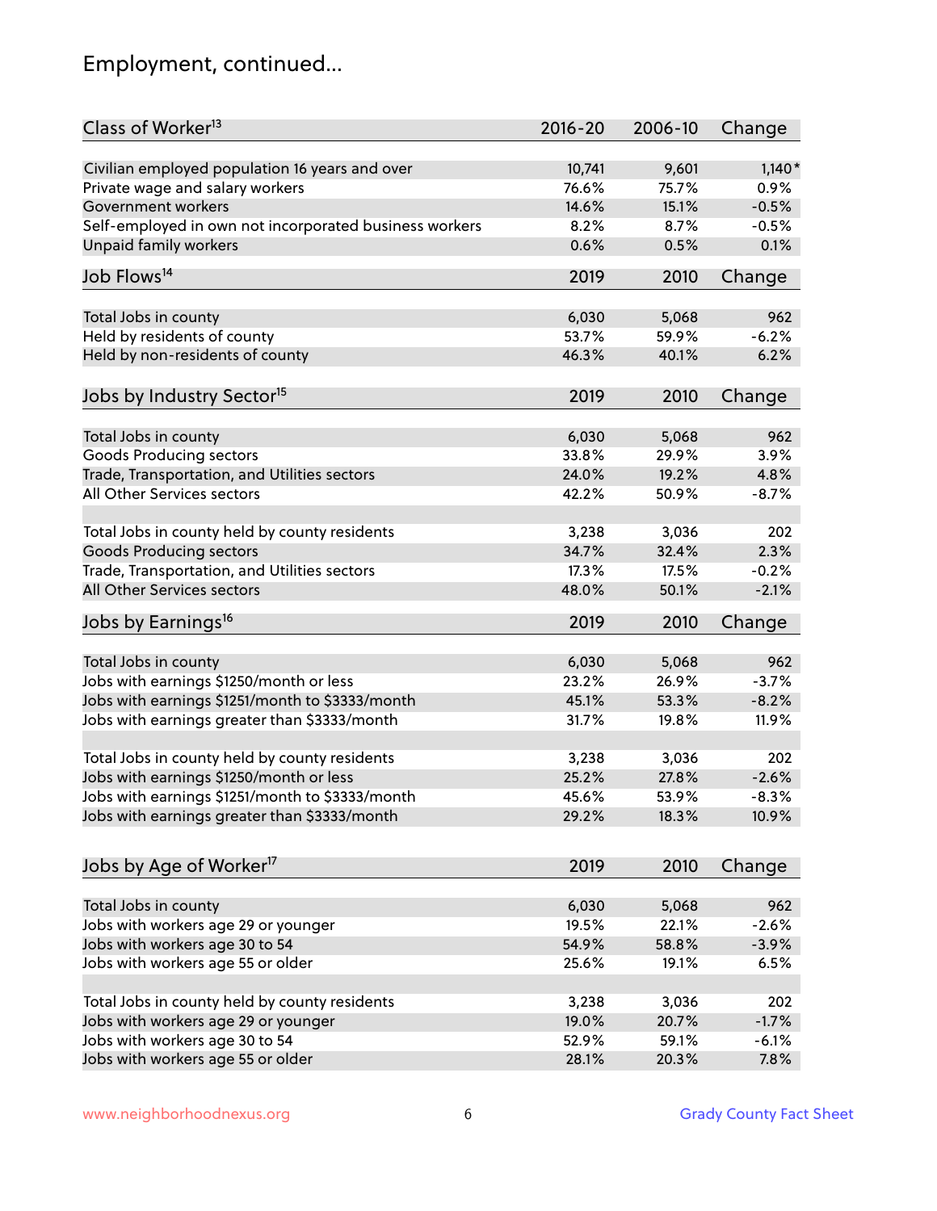## Employment, continued...

| Class of Worker[13] | 2016-20 | 2006-10 | Change |
|---|---|---|---|
| Civilian employed population 16 years and over | 10,741 | 9,601 | 1,140* |
| Private wage and salary workers | 76.6% | 75.7% | 0.9% |
| Government workers | 14.6% | 15.1% | -0.5% |
| Self-employed in own not incorporated business workers | 8.2% | 8.7% | -0.5% |
| Unpaid family workers | 0.6% | 0.5% | 0.1% |

| Job Flows[14] | 2019 | 2010 | Change |
|---|---|---|---|
| Total Jobs in county | 6,030 | 5,068 | 962 |
| Held by residents of county | 53.7% | 59.9% | -6.2% |
| Held by non-residents of county | 46.3% | 40.1% | 6.2% |

| Jobs by Industry Sector[15] | 2019 | 2010 | Change |
|---|---|---|---|
| Total Jobs in county | 6,030 | 5,068 | 962 |
| Goods Producing sectors | 33.8% | 29.9% | 3.9% |
| Trade, Transportation, and Utilities sectors | 24.0% | 19.2% | 4.8% |
| All Other Services sectors | 42.2% | 50.9% | -8.7% |
| | | | |
| Total Jobs in county held by county residents | 3,238 | 3,036 | 202 |
| Goods Producing sectors | 34.7% | 32.4% | 2.3% |
| Trade, Transportation, and Utilities sectors | 17.3% | 17.5% | -0.2% |
| All Other Services sectors | 48.0% | 50.1% | -2.1% |

| Jobs by Earnings[16] | 2019 | 2010 | Change |
|---|---|---|---|
| Total Jobs in county | 6,030 | 5,068 | 962 |
| Jobs with earnings $1250/month or less | 23.2% | 26.9% | -3.7% |
| Jobs with earnings $1251/month to $3333/month | 45.1% | 53.3% | -8.2% |
| Jobs with earnings greater than $3333/month | 31.7% | 19.8% | 11.9% |
| | | | |
| Total Jobs in county held by county residents | 3,238 | 3,036 | 202 |
| Jobs with earnings $1250/month or less | 25.2% | 27.8% | -2.6% |
| Jobs with earnings $1251/month to $3333/month | 45.6% | 53.9% | -8.3% |
| Jobs with earnings greater than $3333/month | 29.2% | 18.3% | 10.9% |

| Jobs by Age of Worker[17] | 2019 | 2010 | Change |
|---|---|---|---|
| Total Jobs in county | 6,030 | 5,068 | 962 |
| Jobs with workers age 29 or younger | 19.5% | 22.1% | -2.6% |
| Jobs with workers age 30 to 54 | 54.9% | 58.8% | -3.9% |
| Jobs with workers age 55 or older | 25.6% | 19.1% | 6.5% |
| | | | |
| Total Jobs in county held by county residents | 3,238 | 3,036 | 202 |
| Jobs with workers age 29 or younger | 19.0% | 20.7% | -1.7% |
| Jobs with workers age 30 to 54 | 52.9% | 59.1% | -6.1% |
| Jobs with workers age 55 or older | 28.1% | 20.3% | 7.8% |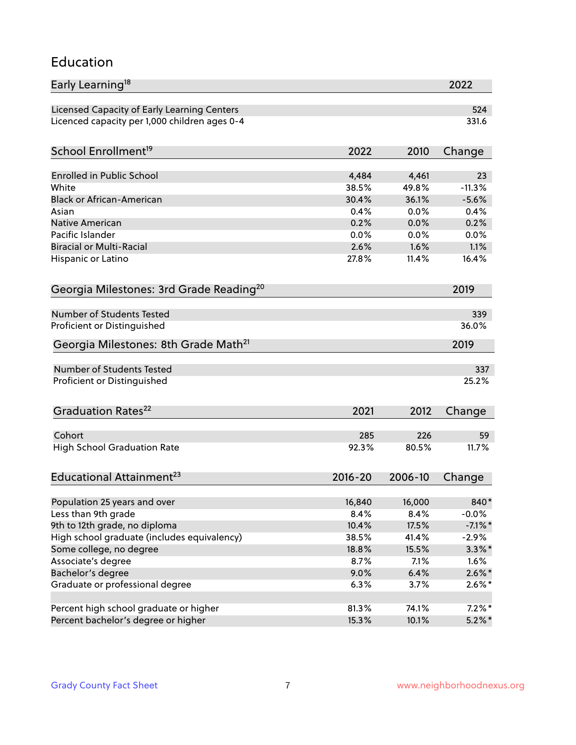## Education

| Early Learning[18] | 2022 |
|---|---|
| Licensed Capacity of Early Learning Centers | 524 |
| Licenced capacity per 1,000 children ages 0-4 | 331.6 |

| School Enrollment[19] | 2022 | 2010 | Change |
|---|---|---|---|
| Enrolled in Public School | 4,484 | 4,461 | 23 |
| White | 38.5% | 49.8% | -11.3% |
| Black or African-American | 30.4% | 36.1% | -5.6% |
| Asian | 0.4% | 0.0% | 0.4% |
| Native American | 0.2% | 0.0% | 0.2% |
| Pacific Islander | 0.0% | 0.0% | 0.0% |
| Biracial or Multi-Racial | 2.6% | 1.6% | 1.1% |
| Hispanic or Latino | 27.8% | 11.4% | 16.4% |

| Georgia Milestones: 3rd Grade Reading[20] | 2019 |
|---|---|
| Number of Students Tested | 339 |
| Proficient or Distinguished | 36.0% |

| Georgia Milestones: 8th Grade Math[21] | 2019 |
|---|---|
| Number of Students Tested | 337 |
| Proficient or Distinguished | 25.2% |

| Graduation Rates[22] | 2021 | 2012 | Change |
|---|---|---|---|
| Cohort | 285 | 226 | 59 |
| High School Graduation Rate | 92.3% | 80.5% | 11.7% |

| Educational Attainment[23] | 2016-20 | 2006-10 | Change |
|---|---|---|---|
| Population 25 years and over | 16,840 | 16,000 | 840* |
| Less than 9th grade | 8.4% | 8.4% | -0.0% |
| 9th to 12th grade, no diploma | 10.4% | 17.5% | -7.1%* |
| High school graduate (includes equivalency) | 38.5% | 41.4% | -2.9% |
| Some college, no degree | 18.8% | 15.5% | 3.3%* |
| Associate's degree | 8.7% | 7.1% | 1.6% |
| Bachelor's degree | 9.0% | 6.4% | 2.6%* |
| Graduate or professional degree | 6.3% | 3.7% | 2.6%* |
| | | | |
| Percent high school graduate or higher | 81.3% | 74.1% | 7.2%* |
| Percent bachelor's degree or higher | 15.3% | 10.1% | 5.2%* |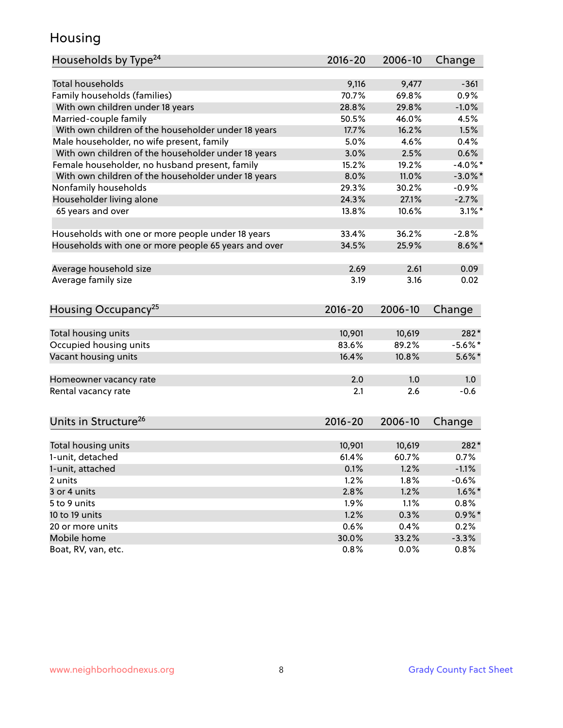# Housing

| Households by Type[24] | 2016-20 | 2006-10 | Change |
|---|---|---|---|
| Total households | 9,116 | 9,477 | -361 |
| Family households (families) | 70.7% | 69.8% | 0.9% |
| With own children under 18 years | 28.8% | 29.8% | -1.0% |
| Married-couple family | 50.5% | 46.0% | 4.5% |
| With own children of the householder under 18 years | 17.7% | 16.2% | 1.5% |
| Male householder, no wife present, family | 5.0% | 4.6% | 0.4% |
| With own children of the householder under 18 years | 3.0% | 2.5% | 0.6% |
| Female householder, no husband present, family | 15.2% | 19.2% | -4.0%* |
| With own children of the householder under 18 years | 8.0% | 11.0% | -3.0%* |
| Nonfamily households | 29.3% | 30.2% | -0.9% |
| Householder living alone | 24.3% | 27.1% | -2.7% |
| 65 years and over | 13.8% | 10.6% | 3.1%* |
| | | | |
| Households with one or more people under 18 years | 33.4% | 36.2% | -2.8% |
| Households with one or more people 65 years and over | 34.5% | 25.9% | 8.6%* |
| | | | |
| Average household size | 2.69 | 2.61 | 0.09 |
| Average family size | 3.19 | 3.16 | 0.02 |

| Housing Occupancy[25] | 2016-20 | 2006-10 | Change |
|---|---|---|---|
| Total housing units | 10,901 | 10,619 | 282* |
| Occupied housing units | 83.6% | 89.2% | -5.6%* |
| Vacant housing units | 16.4% | 10.8% | 5.6%* |
| | | | |
| Homeowner vacancy rate | 2.0 | 1.0 | 1.0 |
| Rental vacancy rate | 2.1 | 2.6 | -0.6 |

| Units in Structure[26] | 2016-20 | 2006-10 | Change |
|---|---|---|---|
| Total housing units | 10,901 | 10,619 | 282* |
| 1-unit, detached | 61.4% | 60.7% | 0.7% |
| 1-unit, attached | 0.1% | 1.2% | -1.1% |
| 2 units | 1.2% | 1.8% | -0.6% |
| 3 or 4 units | 2.8% | 1.2% | 1.6%* |
| 5 to 9 units | 1.9% | 1.1% | 0.8% |
| 10 to 19 units | 1.2% | 0.3% | 0.9%* |
| 20 or more units | 0.6% | 0.4% | 0.2% |
| Mobile home | 30.0% | 33.2% | -3.3% |
| Boat, RV, van, etc. | 0.8% | 0.0% | 0.8% |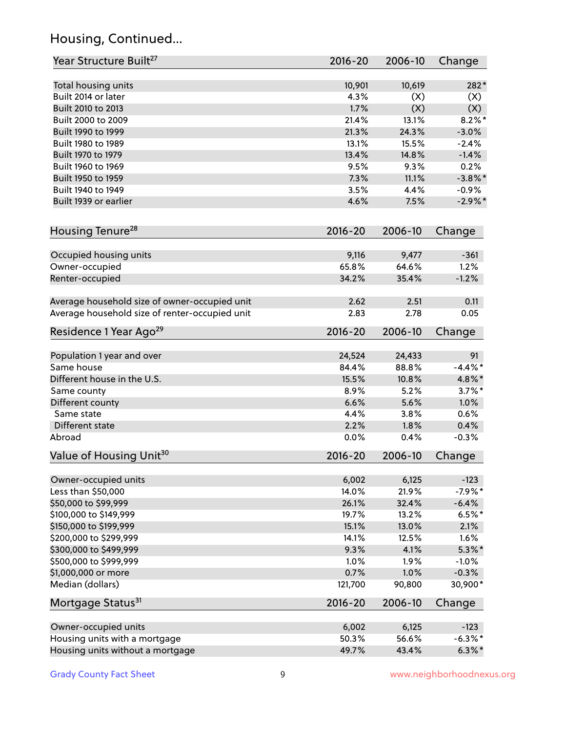## Housing, Continued...

| Year Structure Built[27] | 2016-20 | 2006-10 | Change |
|---|---|---|---|
| Total housing units | 10,901 | 10,619 | 282* |
| Built 2014 or later | 4.3% | (X) | (X) |
| Built 2010 to 2013 | 1.7% | (X) | (X) |
| Built 2000 to 2009 | 21.4% | 13.1% | 8.2%* |
| Built 1990 to 1999 | 21.3% | 24.3% | -3.0% |
| Built 1980 to 1989 | 13.1% | 15.5% | -2.4% |
| Built 1970 to 1979 | 13.4% | 14.8% | -1.4% |
| Built 1960 to 1969 | 9.5% | 9.3% | 0.2% |
| Built 1950 to 1959 | 7.3% | 11.1% | -3.8%* |
| Built 1940 to 1949 | 3.5% | 4.4% | -0.9% |
| Built 1939 or earlier | 4.6% | 7.5% | -2.9%* |

| Housing Tenure[28] | 2016-20 | 2006-10 | Change |
|---|---|---|---|
| Occupied housing units | 9,116 | 9,477 | -361 |
| Owner-occupied | 65.8% | 64.6% | 1.2% |
| Renter-occupied | 34.2% | 35.4% | -1.2% |
| Average household size of owner-occupied unit | 2.62 | 2.51 | 0.11 |
| Average household size of renter-occupied unit | 2.83 | 2.78 | 0.05 |

| Residence 1 Year Ago[29] | 2016-20 | 2006-10 | Change |
|---|---|---|---|
| Population 1 year and over | 24,524 | 24,433 | 91 |
| Same house | 84.4% | 88.8% | -4.4%* |
| Different house in the U.S. | 15.5% | 10.8% | 4.8%* |
| Same county | 8.9% | 5.2% | 3.7%* |
| Different county | 6.6% | 5.6% | 1.0% |
| Same state | 4.4% | 3.8% | 0.6% |
| Different state | 2.2% | 1.8% | 0.4% |
| Abroad | 0.0% | 0.4% | -0.3% |

| Value of Housing Unit[30] | 2016-20 | 2006-10 | Change |
|---|---|---|---|
| Owner-occupied units | 6,002 | 6,125 | -123 |
| Less than $50,000 | 14.0% | 21.9% | -7.9%* |
| $50,000 to $99,999 | 26.1% | 32.4% | -6.4% |
| $100,000 to $149,999 | 19.7% | 13.2% | 6.5%* |
| $150,000 to $199,999 | 15.1% | 13.0% | 2.1% |
| $200,000 to $299,999 | 14.1% | 12.5% | 1.6% |
| $300,000 to $499,999 | 9.3% | 4.1% | 5.3%* |
| $500,000 to $999,999 | 1.0% | 1.9% | -1.0% |
| $1,000,000 or more | 0.7% | 1.0% | -0.3% |
| Median (dollars) | 121,700 | 90,800 | 30,900* |

| Mortgage Status[31] | 2016-20 | 2006-10 | Change |
|---|---|---|---|
| Owner-occupied units | 6,002 | 6,125 | -123 |
| Housing units with a mortgage | 50.3% | 56.6% | -6.3%* |
| Housing units without a mortgage | 49.7% | 43.4% | 6.3%* |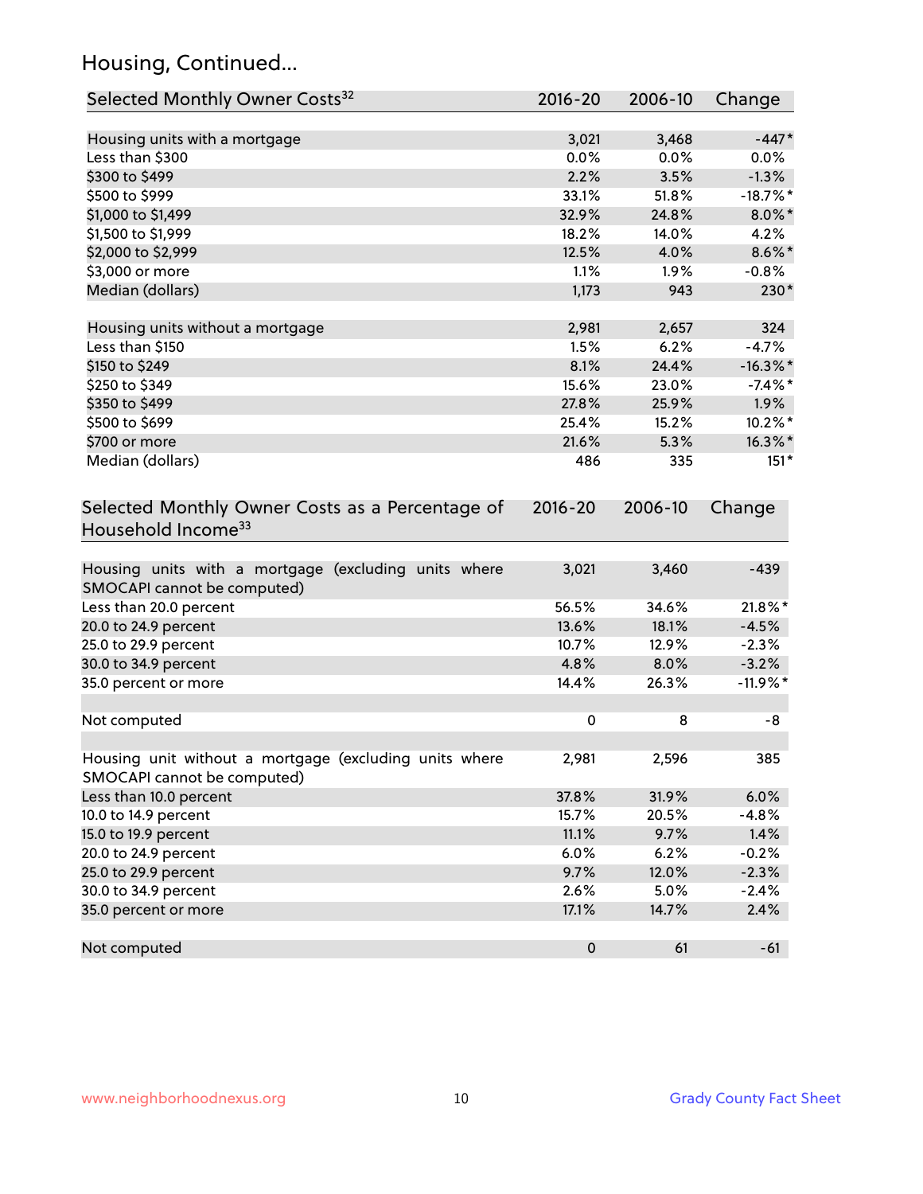## Housing, Continued...

| Selected Monthly Owner Costs[32] | 2016-20 | 2006-10 | Change |
|---|---|---|---|
| Housing units with a mortgage | 3,021 | 3,468 | -447* |
| Less than $300 | 0.0% | 0.0% | 0.0% |
| $300 to $499 | 2.2% | 3.5% | -1.3% |
| $500 to $999 | 33.1% | 51.8% | -18.7%* |
| $1,000 to $1,499 | 32.9% | 24.8% | 8.0%* |
| $1,500 to $1,999 | 18.2% | 14.0% | 4.2% |
| $2,000 to $2,999 | 12.5% | 4.0% | 8.6%* |
| $3,000 or more | 1.1% | 1.9% | -0.8% |
| Median (dollars) | 1,173 | 943 | 230* |
| | | | |
| Housing units without a mortgage | 2,981 | 2,657 | 324 |
| Less than $150 | 1.5% | 6.2% | -4.7% |
| $150 to $249 | 8.1% | 24.4% | -16.3%* |
| $250 to $349 | 15.6% | 23.0% | -7.4%* |
| $350 to $499 | 27.8% | 25.9% | 1.9% |
| $500 to $699 | 25.4% | 15.2% | 10.2%* |
| $700 or more | 21.6% | 5.3% | 16.3%* |
| Median (dollars) | 486 | 335 | 151* |

| Selected Monthly Owner Costs as a Percentage of Household Income[33] | 2016-20 | 2006-10 | Change |
|---|---|---|---|
| Housing units with a mortgage (excluding units where SMOCAPI cannot be computed) | 3,021 | 3,460 | -439 |
| Less than 20.0 percent | 56.5% | 34.6% | 21.8%* |
| 20.0 to 24.9 percent | 13.6% | 18.1% | -4.5% |
| 25.0 to 29.9 percent | 10.7% | 12.9% | -2.3% |
| 30.0 to 34.9 percent | 4.8% | 8.0% | -3.2% |
| 35.0 percent or more | 14.4% | 26.3% | -11.9%* |
| | | | |
| Not computed | 0 | 8 | -8 |
| | | | |
| Housing unit without a mortgage (excluding units where SMOCAPI cannot be computed) | 2,981 | 2,596 | 385 |
| Less than 10.0 percent | 37.8% | 31.9% | 6.0% |
| 10.0 to 14.9 percent | 15.7% | 20.5% | -4.8% |
| 15.0 to 19.9 percent | 11.1% | 9.7% | 1.4% |
| 20.0 to 24.9 percent | 6.0% | 6.2% | -0.2% |
| 25.0 to 29.9 percent | 9.7% | 12.0% | -2.3% |
| 30.0 to 34.9 percent | 2.6% | 5.0% | -2.4% |
| 35.0 percent or more | 17.1% | 14.7% | 2.4% |
| | | | |
| Not computed | 0 | 61 | -61 |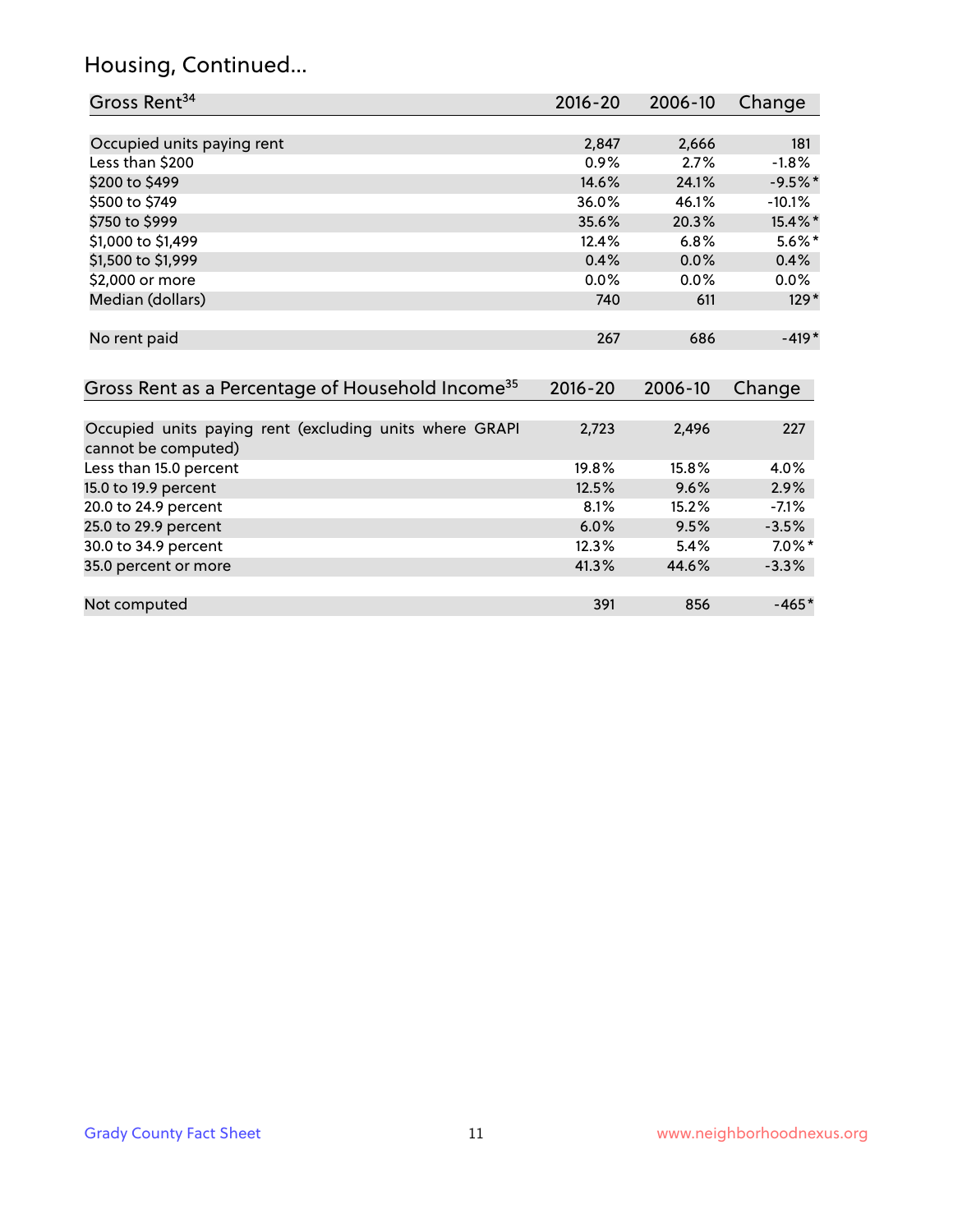## Housing, Continued...

| Gross Rent[34] | 2016-20 | 2006-10 | Change |
|---|---|---|---|
| Occupied units paying rent | 2,847 | 2,666 | 181 |
| Less than $200 | 0.9% | 2.7% | -1.8% |
| $200 to $499 | 14.6% | 24.1% | -9.5%* |
| $500 to $749 | 36.0% | 46.1% | -10.1% |
| $750 to $999 | 35.6% | 20.3% | 15.4%* |
| $1,000 to $1,499 | 12.4% | 6.8% | 5.6%* |
| $1,500 to $1,999 | 0.4% | 0.0% | 0.4% |
| $2,000 or more | 0.0% | 0.0% | 0.0% |
| Median (dollars) | 740 | 611 | 129* |
| No rent paid | 267 | 686 | -419* |

| Gross Rent as a Percentage of Household Income[35] | 2016-20 | 2006-10 | Change |
|---|---|---|---|
| Occupied units paying rent (excluding units where GRAPI cannot be computed) | 2,723 | 2,496 | 227 |
| Less than 15.0 percent | 19.8% | 15.8% | 4.0% |
| 15.0 to 19.9 percent | 12.5% | 9.6% | 2.9% |
| 20.0 to 24.9 percent | 8.1% | 15.2% | -7.1% |
| 25.0 to 29.9 percent | 6.0% | 9.5% | -3.5% |
| 30.0 to 34.9 percent | 12.3% | 5.4% | 7.0%* |
| 35.0 percent or more | 41.3% | 44.6% | -3.3% |
| Not computed | 391 | 856 | -465* |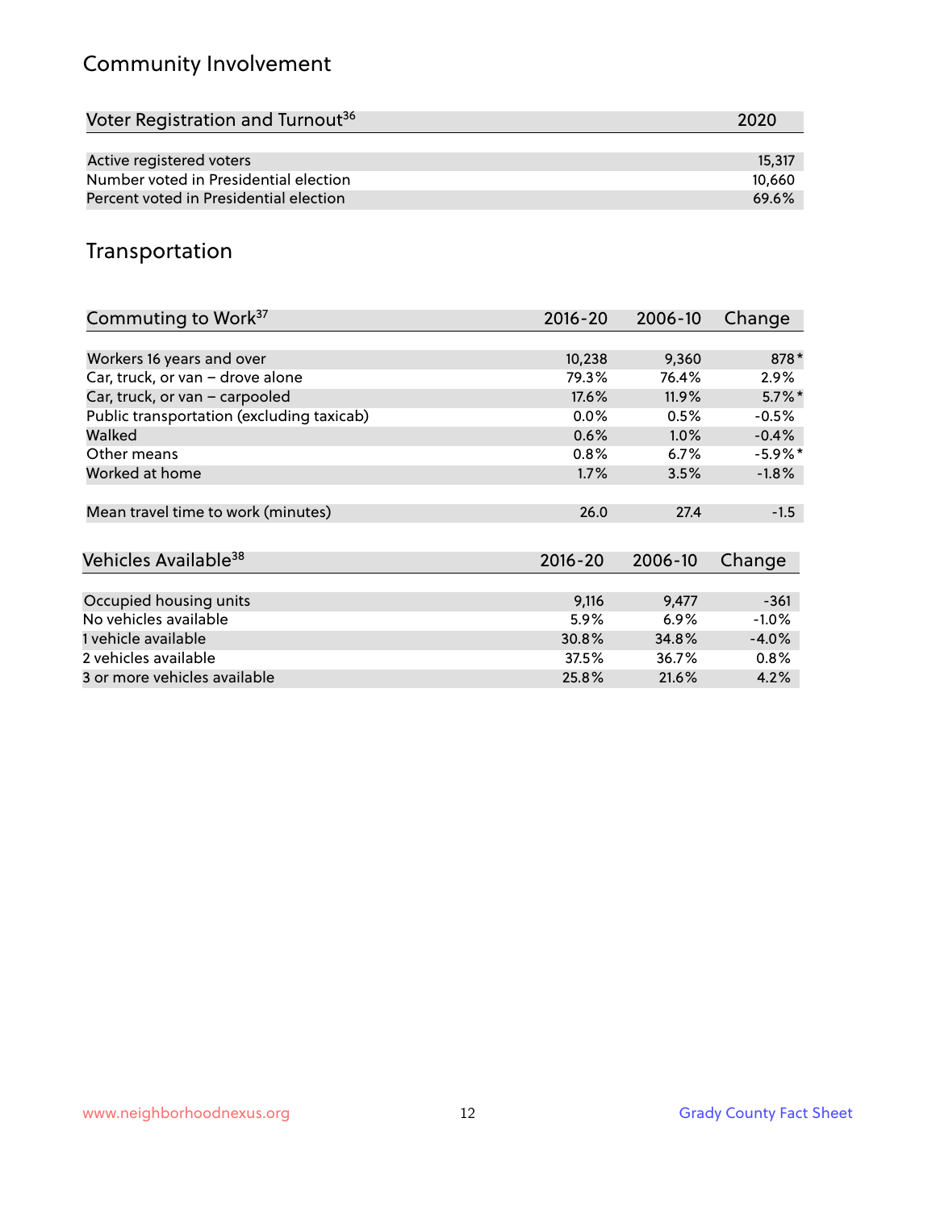## Community Involvement

| Voter Registration and Turnout[36] | 2020 |
|---|---|
| Active registered voters | 15,317 |
| Number voted in Presidential election | 10,660 |
| Percent voted in Presidential election | 69.6% |

## Transportation

| Commuting to Work[37] | 2016-20 | 2006-10 | Change |
|---|---|---|---|
| Workers 16 years and over | 10,238 | 9,360 | 878* |
| Car, truck, or van – drove alone | 79.3% | 76.4% | 2.9% |
| Car, truck, or van – carpooled | 17.6% | 11.9% | 5.7%* |
| Public transportation (excluding taxicab) | 0.0% | 0.5% | -0.5% |
| Walked | 0.6% | 1.0% | -0.4% |
| Other means | 0.8% | 6.7% | -5.9%* |
| Worked at home | 1.7% | 3.5% | -1.8% |
| Mean travel time to work (minutes) | 26.0 | 27.4 | -1.5 |

| Vehicles Available[38] | 2016-20 | 2006-10 | Change |
|---|---|---|---|
| Occupied housing units | 9,116 | 9,477 | -361 |
| No vehicles available | 5.9% | 6.9% | -1.0% |
| 1 vehicle available | 30.8% | 34.8% | -4.0% |
| 2 vehicles available | 37.5% | 36.7% | 0.8% |
| 3 or more vehicles available | 25.8% | 21.6% | 4.2% |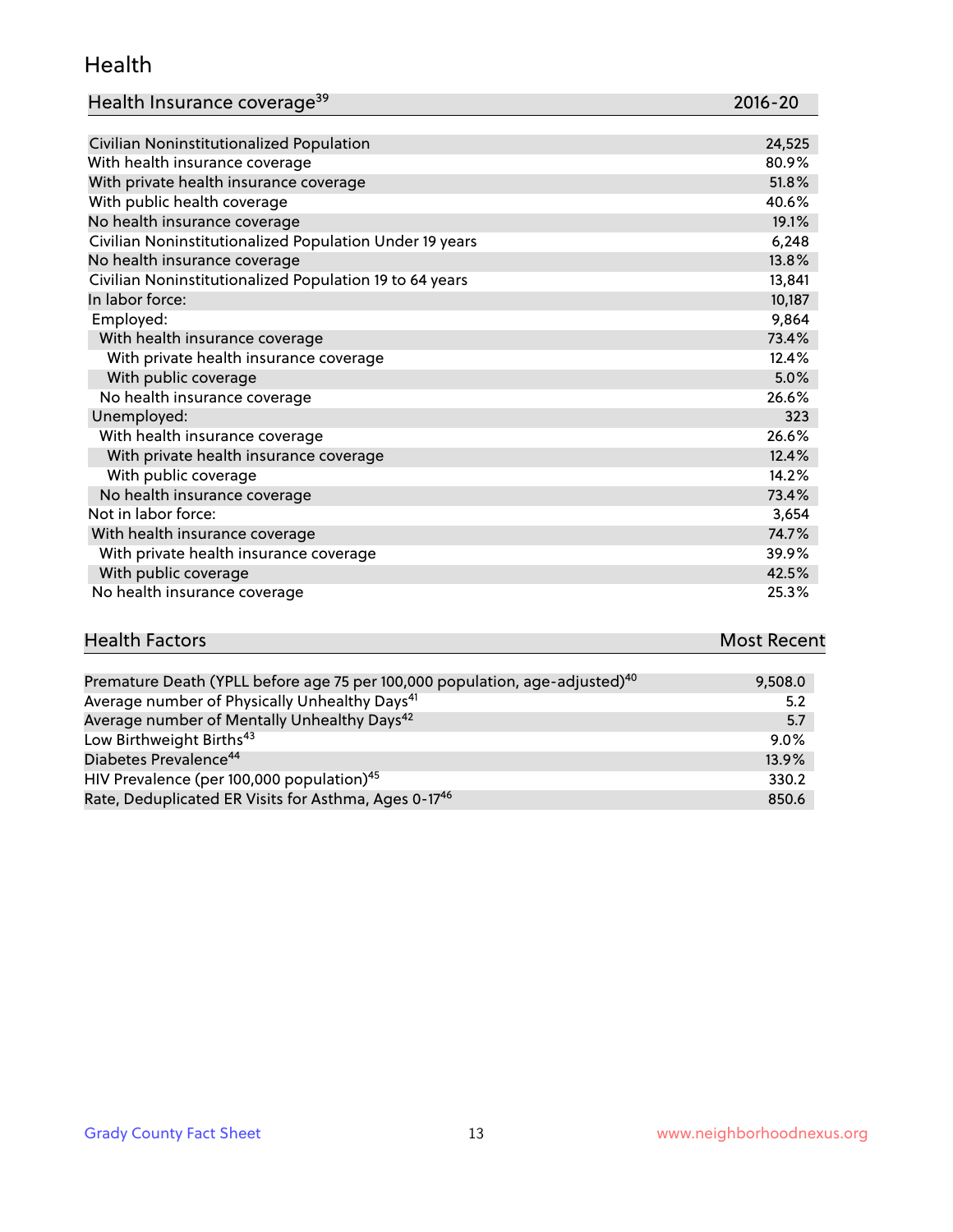## Health

| Health Insurance coverage[39] | 2016-20 |
| --- | --- |
| Civilian Noninstitutionalized Population | 24,525 |
| With health insurance coverage | 80.9% |
| With private health insurance coverage | 51.8% |
| With public health coverage | 40.6% |
| No health insurance coverage | 19.1% |
| Civilian Noninstitutionalized Population Under 19 years | 6,248 |
| No health insurance coverage | 13.8% |
| Civilian Noninstitutionalized Population 19 to 64 years | 13,841 |
| In labor force: | 10,187 |
| Employed: | 9,864 |
| With health insurance coverage | 73.4% |
| With private health insurance coverage | 12.4% |
| With public coverage | 5.0% |
| No health insurance coverage | 26.6% |
| Unemployed: | 323 |
| With health insurance coverage | 26.6% |
| With private health insurance coverage | 12.4% |
| With public coverage | 14.2% |
| No health insurance coverage | 73.4% |
| Not in labor force: | 3,654 |
| With health insurance coverage | 74.7% |
| With private health insurance coverage | 39.9% |
| With public coverage | 42.5% |
| No health insurance coverage | 25.3% |

| Health Factors | Most Recent |
| --- | --- |
| Premature Death (YPLL before age 75 per 100,000 population, age-adjusted)[40] | 9,508.0 |
| Average number of Physically Unhealthy Days[41] | 5.2 |
| Average number of Mentally Unhealthy Days[42] | 5.7 |
| Low Birthweight Births[43] | 9.0% |
| Diabetes Prevalence[44] | 13.9% |
| HIV Prevalence (per 100,000 population)[45] | 330.2 |
| Rate, Deduplicated ER Visits for Asthma, Ages 0-17[46] | 850.6 |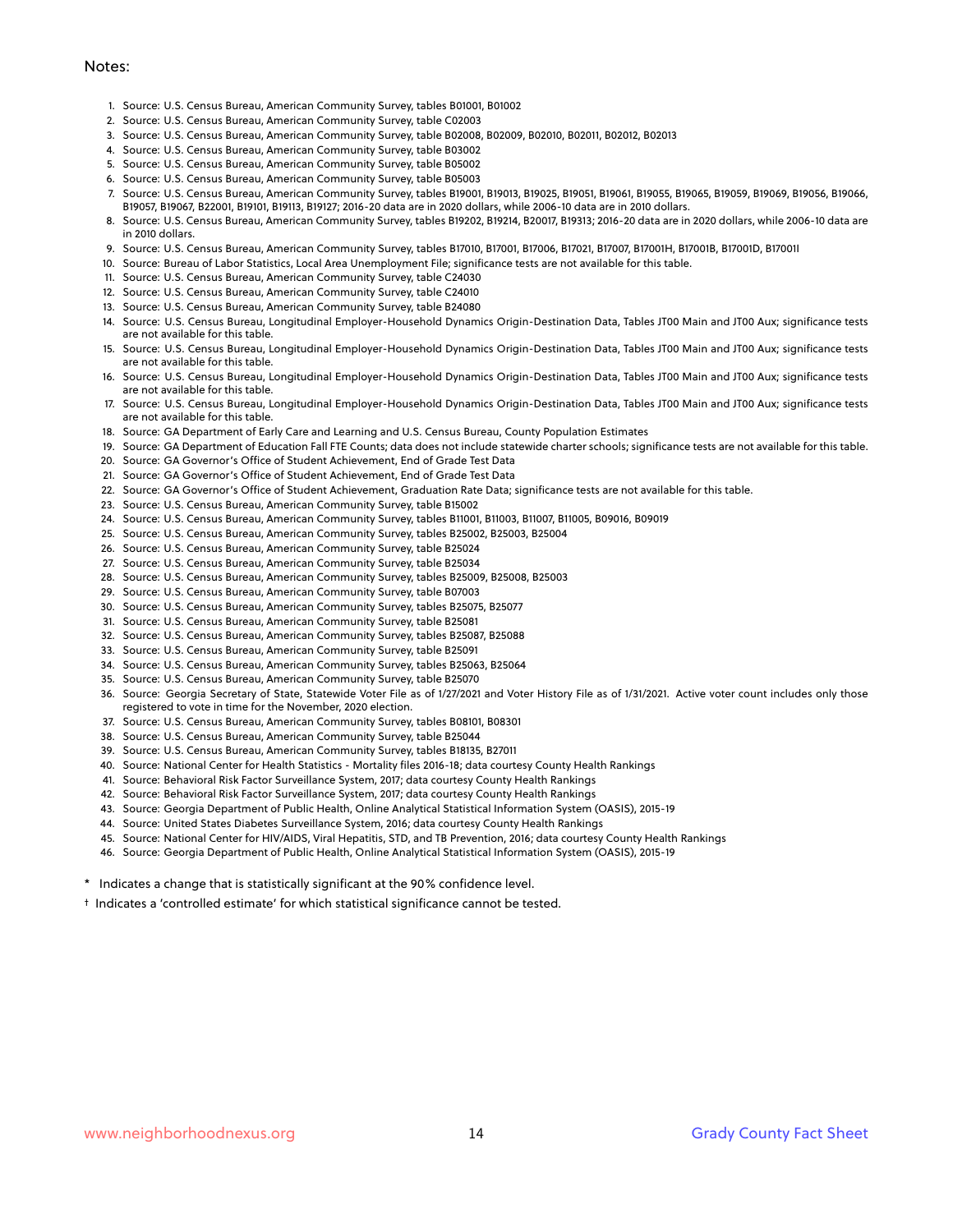Notes:

1. Source: U.S. Census Bureau, American Community Survey, tables B01001, B01002
2. Source: U.S. Census Bureau, American Community Survey, table C02003
3. Source: U.S. Census Bureau, American Community Survey, table B02008, B02009, B02010, B02011, B02012, B02013
4. Source: U.S. Census Bureau, American Community Survey, table B03002
5. Source: U.S. Census Bureau, American Community Survey, table B05002
6. Source: U.S. Census Bureau, American Community Survey, table B05003
7. Source: U.S. Census Bureau, American Community Survey, tables B19001, B19013, B19025, B19051, B19061, B19055, B19065, B19059, B19069, B19056, B19066, B19057, B19067, B22001, B19101, B19113, B19127; 2016-20 data are in 2020 dollars, while 2006-10 data are in 2010 dollars.
8. Source: U.S. Census Bureau, American Community Survey, tables B19202, B19214, B20017, B19313; 2016-20 data are in 2020 dollars, while 2006-10 data are in 2010 dollars.
9. Source: U.S. Census Bureau, American Community Survey, tables B17010, B17001, B17006, B17021, B17007, B17001H, B17001B, B17001D, B17001I
10. Source: Bureau of Labor Statistics, Local Area Unemployment File; significance tests are not available for this table.
11. Source: U.S. Census Bureau, American Community Survey, table C24030
12. Source: U.S. Census Bureau, American Community Survey, table C24010
13. Source: U.S. Census Bureau, American Community Survey, table B24080
14. Source: U.S. Census Bureau, Longitudinal Employer-Household Dynamics Origin-Destination Data, Tables JT00 Main and JT00 Aux; significance tests are not available for this table.
15. Source: U.S. Census Bureau, Longitudinal Employer-Household Dynamics Origin-Destination Data, Tables JT00 Main and JT00 Aux; significance tests are not available for this table.
16. Source: U.S. Census Bureau, Longitudinal Employer-Household Dynamics Origin-Destination Data, Tables JT00 Main and JT00 Aux; significance tests are not available for this table.
17. Source: U.S. Census Bureau, Longitudinal Employer-Household Dynamics Origin-Destination Data, Tables JT00 Main and JT00 Aux; significance tests are not available for this table.
18. Source: GA Department of Early Care and Learning and U.S. Census Bureau, County Population Estimates
19. Source: GA Department of Education Fall FTE Counts; data does not include statewide charter schools; significance tests are not available for this table.
20. Source: GA Governor's Office of Student Achievement, End of Grade Test Data
21. Source: GA Governor's Office of Student Achievement, End of Grade Test Data
22. Source: GA Governor's Office of Student Achievement, Graduation Rate Data; significance tests are not available for this table.
23. Source: U.S. Census Bureau, American Community Survey, table B15002
24. Source: U.S. Census Bureau, American Community Survey, tables B11001, B11003, B11007, B11005, B09016, B09019
25. Source: U.S. Census Bureau, American Community Survey, tables B25002, B25003, B25004
26. Source: U.S. Census Bureau, American Community Survey, table B25024
27. Source: U.S. Census Bureau, American Community Survey, table B25034
28. Source: U.S. Census Bureau, American Community Survey, tables B25009, B25008, B25003
29. Source: U.S. Census Bureau, American Community Survey, table B07003
30. Source: U.S. Census Bureau, American Community Survey, tables B25075, B25077
31. Source: U.S. Census Bureau, American Community Survey, table B25081
32. Source: U.S. Census Bureau, American Community Survey, tables B25087, B25088
33. Source: U.S. Census Bureau, American Community Survey, table B25091
34. Source: U.S. Census Bureau, American Community Survey, tables B25063, B25064
35. Source: U.S. Census Bureau, American Community Survey, table B25070
36. Source: Georgia Secretary of State, Statewide Voter File as of 1/27/2021 and Voter History File as of 1/31/2021. Active voter count includes only those registered to vote in time for the November, 2020 election.
37. Source: U.S. Census Bureau, American Community Survey, tables B08101, B08301
38. Source: U.S. Census Bureau, American Community Survey, table B25044
39. Source: U.S. Census Bureau, American Community Survey, tables B18135, B27011
40. Source: National Center for Health Statistics - Mortality files 2016-18; data courtesy County Health Rankings
41. Source: Behavioral Risk Factor Surveillance System, 2017; data courtesy County Health Rankings
42. Source: Behavioral Risk Factor Surveillance System, 2017; data courtesy County Health Rankings
43. Source: Georgia Department of Public Health, Online Analytical Statistical Information System (OASIS), 2015-19
44. Source: United States Diabetes Surveillance System, 2016; data courtesy County Health Rankings
45. Source: National Center for HIV/AIDS, Viral Hepatitis, STD, and TB Prevention, 2016; data courtesy County Health Rankings
46. Source: Georgia Department of Public Health, Online Analytical Statistical Information System (OASIS), 2015-19

\* Indicates a change that is statistically significant at the 90% confidence level.

† Indicates a 'controlled estimate' for which statistical significance cannot be tested.